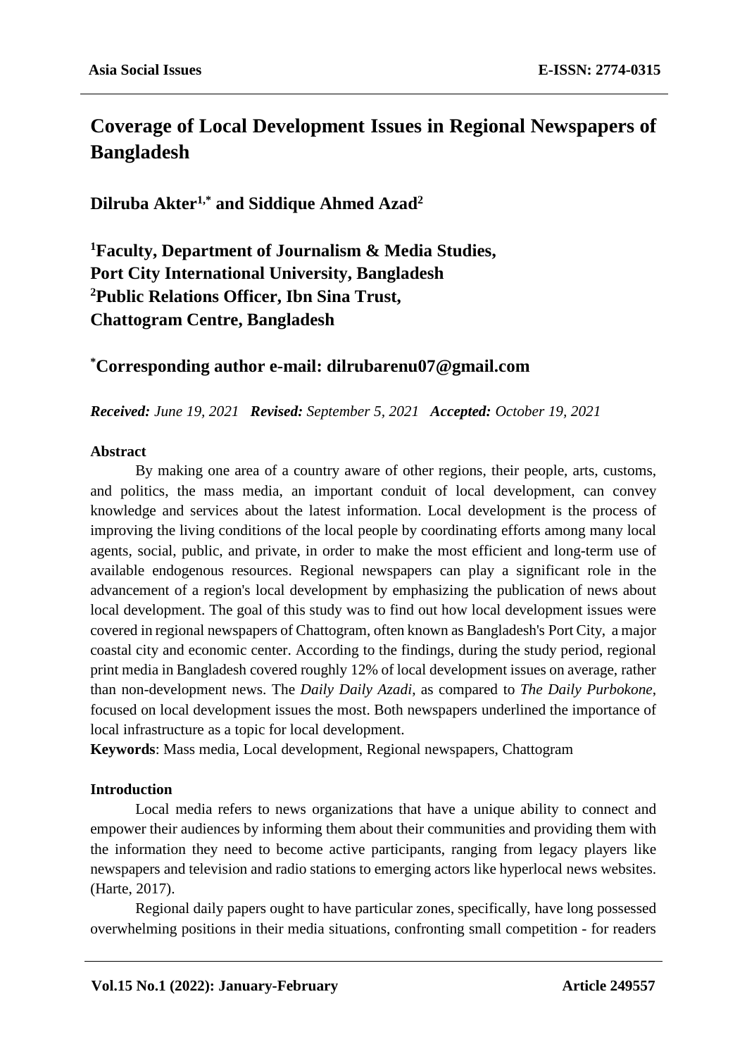# Coverage of Local Development Issues in Regional Newspapers of Bangladesh

**Dilruba Akter[1,*] and Siddique Ahmed Azad[2]**

**[1]Faculty, Department of Journalism & Media Studies, Port City International University, Bangladesh**
**[2]Public Relations Officer, Ibn Sina Trust, Chattogram Centre, Bangladesh**

**[*]Corresponding author e-mail: dilrubarenu07@gmail.com**

***Received:*** *June 19, 2021* ***Revised:*** *September 5, 2021* ***Accepted:*** *October 19, 2021*

**Abstract**

By making one area of a country aware of other regions, their people, arts, customs, and politics, the mass media, an important conduit of local development, can convey knowledge and services about the latest information. Local development is the process of improving the living conditions of the local people by coordinating efforts among many local agents, social, public, and private, in order to make the most efficient and long-term use of available endogenous resources. Regional newspapers can play a significant role in the advancement of a region's local development by emphasizing the publication of news about local development. The goal of this study was to find out how local development issues were covered in regional newspapers of Chattogram, often known as Bangladesh's Port City, a major coastal city and economic center. According to the findings, during the study period, regional print media in Bangladesh covered roughly 12% of local development issues on average, rather than non-development news. The *Daily Daily Azadi*, as compared to *The Daily Purbokone*, focused on local development issues the most. Both newspapers underlined the importance of local infrastructure as a topic for local development.

**Keywords**: Mass media, Local development, Regional newspapers, Chattogram

**Introduction**

Local media refers to news organizations that have a unique ability to connect and empower their audiences by informing them about their communities and providing them with the information they need to become active participants, ranging from legacy players like newspapers and television and radio stations to emerging actors like hyperlocal news websites. (Harte, 2017).

Regional daily papers ought to have particular zones, specifically, have long possessed overwhelming positions in their media situations, confronting small competition - for readers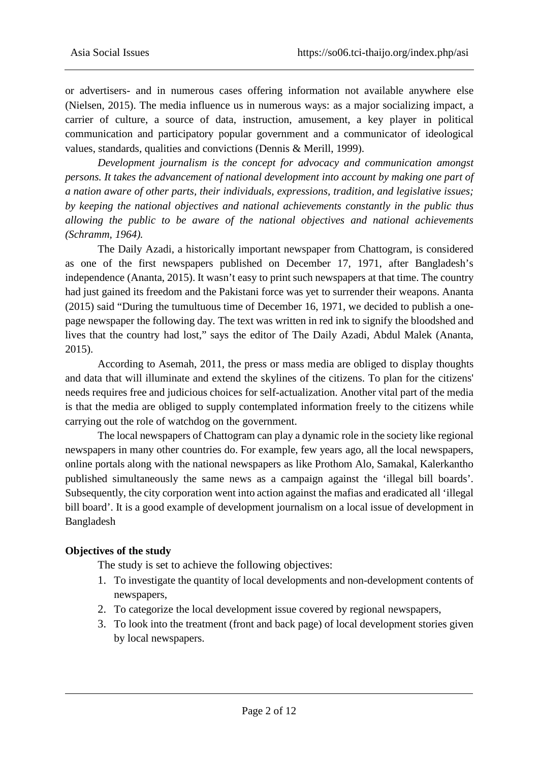or advertisers- and in numerous cases offering information not available anywhere else (Nielsen, 2015). The media influence us in numerous ways: as a major socializing impact, a carrier of culture, a source of data, instruction, amusement, a key player in political communication and participatory popular government and a communicator of ideological values, standards, qualities and convictions (Dennis & Merill, 1999).

*Development journalism is the concept for advocacy and communication amongst persons. It takes the advancement of national development into account by making one part of a nation aware of other parts, their individuals, expressions, tradition, and legislative issues; by keeping the national objectives and national achievements constantly in the public thus allowing the public to be aware of the national objectives and national achievements (Schramm, 1964).*

The Daily Azadi, a historically important newspaper from Chattogram, is considered as one of the first newspapers published on December 17, 1971, after Bangladesh's independence (Ananta, 2015). It wasn't easy to print such newspapers at that time. The country had just gained its freedom and the Pakistani force was yet to surrender their weapons. Ananta (2015) said "During the tumultuous time of December 16, 1971, we decided to publish a one-page newspaper the following day. The text was written in red ink to signify the bloodshed and lives that the country had lost," says the editor of The Daily Azadi, Abdul Malek (Ananta, 2015).

According to Asemah, 2011, the press or mass media are obliged to display thoughts and data that will illuminate and extend the skylines of the citizens. To plan for the citizens' needs requires free and judicious choices for self-actualization. Another vital part of the media is that the media are obliged to supply contemplated information freely to the citizens while carrying out the role of watchdog on the government.

The local newspapers of Chattogram can play a dynamic role in the society like regional newspapers in many other countries do. For example, few years ago, all the local newspapers, online portals along with the national newspapers as like Prothom Alo, Samakal, Kalerkantho published simultaneously the same news as a campaign against the 'illegal bill boards'. Subsequently, the city corporation went into action against the mafias and eradicated all 'illegal bill board'. It is a good example of development journalism on a local issue of development in Bangladesh

**Objectives of the study**

The study is set to achieve the following objectives:

1. To investigate the quantity of local developments and non-development contents of newspapers,
2. To categorize the local development issue covered by regional newspapers,
3. To look into the treatment (front and back page) of local development stories given by local newspapers.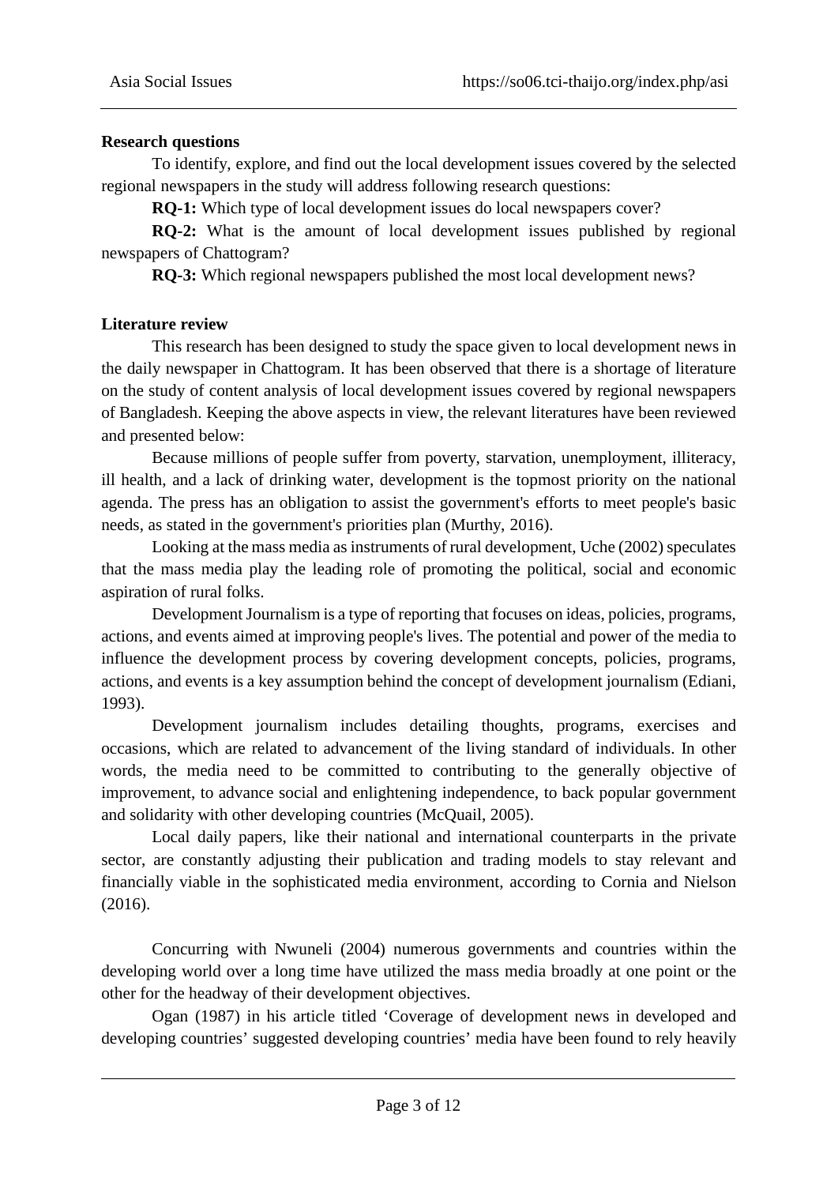**Research questions**

To identify, explore, and find out the local development issues covered by the selected regional newspapers in the study will address following research questions:

**RQ-1:** Which type of local development issues do local newspapers cover?

**RQ-2:** What is the amount of local development issues published by regional newspapers of Chattogram?

**RQ-3:** Which regional newspapers published the most local development news?

**Literature review**

This research has been designed to study the space given to local development news in the daily newspaper in Chattogram. It has been observed that there is a shortage of literature on the study of content analysis of local development issues covered by regional newspapers of Bangladesh. Keeping the above aspects in view, the relevant literatures have been reviewed and presented below:

Because millions of people suffer from poverty, starvation, unemployment, illiteracy, ill health, and a lack of drinking water, development is the topmost priority on the national agenda. The press has an obligation to assist the government's efforts to meet people's basic needs, as stated in the government's priorities plan (Murthy, 2016).

Looking at the mass media as instruments of rural development, Uche (2002) speculates that the mass media play the leading role of promoting the political, social and economic aspiration of rural folks.

Development Journalism is a type of reporting that focuses on ideas, policies, programs, actions, and events aimed at improving people's lives. The potential and power of the media to influence the development process by covering development concepts, policies, programs, actions, and events is a key assumption behind the concept of development journalism (Ediani, 1993).

Development journalism includes detailing thoughts, programs, exercises and occasions, which are related to advancement of the living standard of individuals. In other words, the media need to be committed to contributing to the generally objective of improvement, to advance social and enlightening independence, to back popular government and solidarity with other developing countries (McQuail, 2005).

Local daily papers, like their national and international counterparts in the private sector, are constantly adjusting their publication and trading models to stay relevant and financially viable in the sophisticated media environment, according to Cornia and Nielson (2016).

Concurring with Nwuneli (2004) numerous governments and countries within the developing world over a long time have utilized the mass media broadly at one point or the other for the headway of their development objectives.

Ogan (1987) in his article titled 'Coverage of development news in developed and developing countries' suggested developing countries' media have been found to rely heavily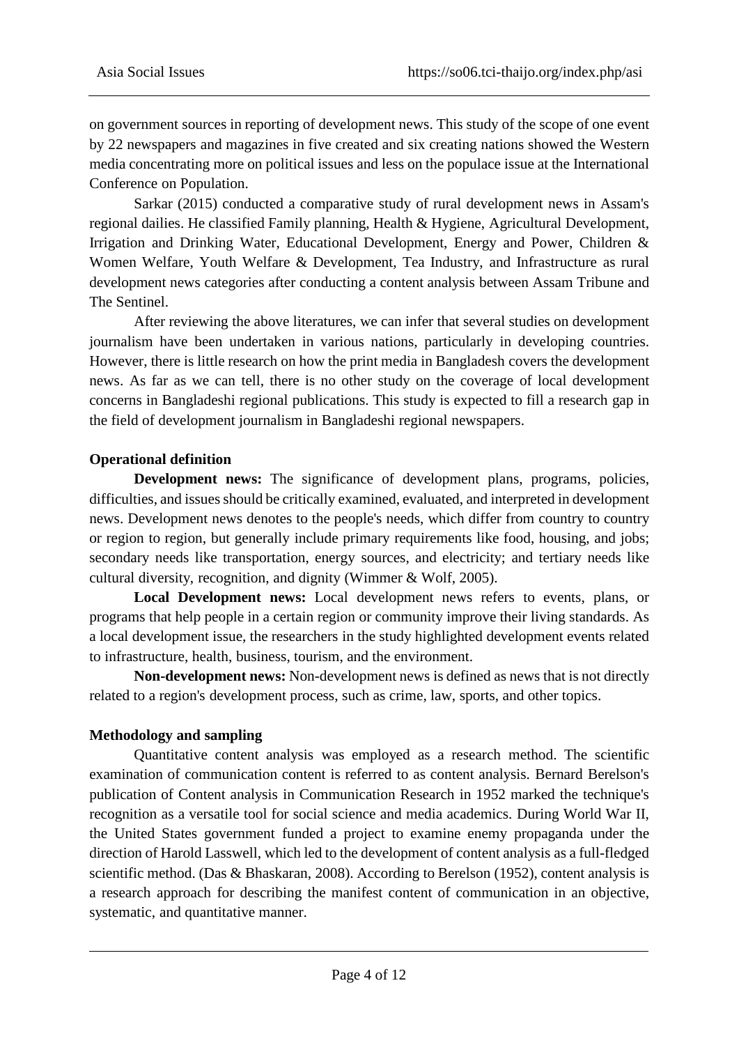on government sources in reporting of development news. This study of the scope of one event by 22 newspapers and magazines in five created and six creating nations showed the Western media concentrating more on political issues and less on the populace issue at the International Conference on Population.

Sarkar (2015) conducted a comparative study of rural development news in Assam's regional dailies. He classified Family planning, Health & Hygiene, Agricultural Development, Irrigation and Drinking Water, Educational Development, Energy and Power, Children & Women Welfare, Youth Welfare & Development, Tea Industry, and Infrastructure as rural development news categories after conducting a content analysis between Assam Tribune and The Sentinel.

After reviewing the above literatures, we can infer that several studies on development journalism have been undertaken in various nations, particularly in developing countries. However, there is little research on how the print media in Bangladesh covers the development news. As far as we can tell, there is no other study on the coverage of local development concerns in Bangladeshi regional publications. This study is expected to fill a research gap in the field of development journalism in Bangladeshi regional newspapers.

## Operational definition

**Development news:** The significance of development plans, programs, policies, difficulties, and issues should be critically examined, evaluated, and interpreted in development news. Development news denotes to the people's needs, which differ from country to country or region to region, but generally include primary requirements like food, housing, and jobs; secondary needs like transportation, energy sources, and electricity; and tertiary needs like cultural diversity, recognition, and dignity (Wimmer & Wolf, 2005).

**Local Development news:** Local development news refers to events, plans, or programs that help people in a certain region or community improve their living standards. As a local development issue, the researchers in the study highlighted development events related to infrastructure, health, business, tourism, and the environment.

**Non-development news:** Non-development news is defined as news that is not directly related to a region's development process, such as crime, law, sports, and other topics.

## Methodology and sampling

Quantitative content analysis was employed as a research method. The scientific examination of communication content is referred to as content analysis. Bernard Berelson's publication of Content analysis in Communication Research in 1952 marked the technique's recognition as a versatile tool for social science and media academics. During World War II, the United States government funded a project to examine enemy propaganda under the direction of Harold Lasswell, which led to the development of content analysis as a full-fledged scientific method. (Das & Bhaskaran, 2008). According to Berelson (1952), content analysis is a research approach for describing the manifest content of communication in an objective, systematic, and quantitative manner.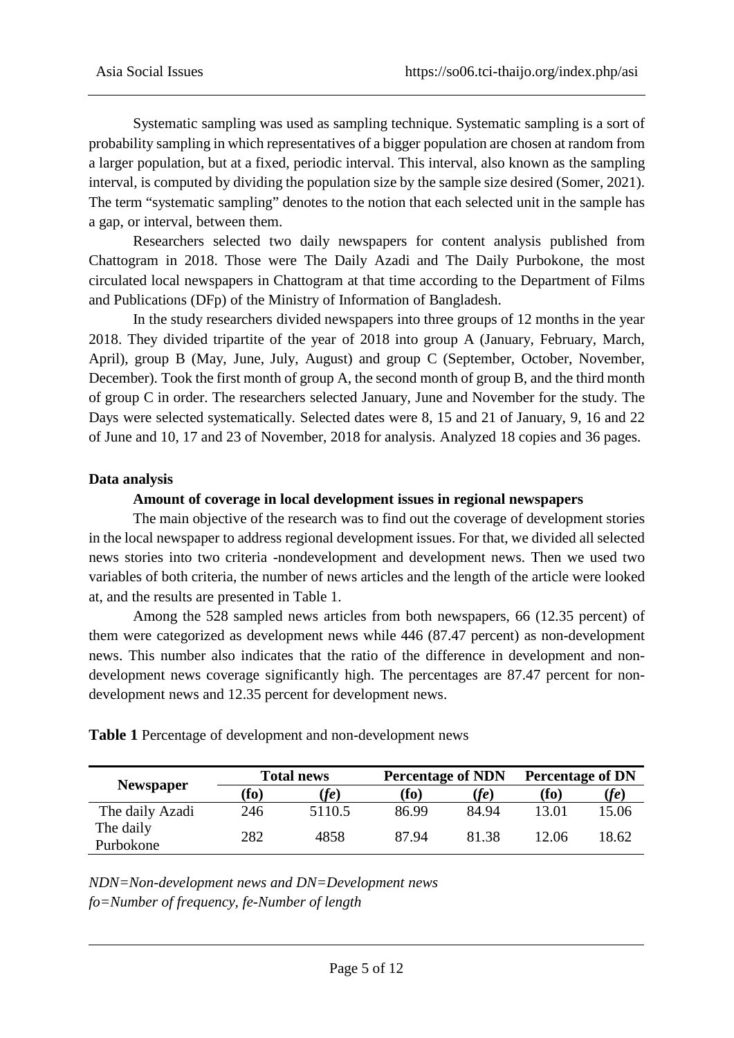Systematic sampling was used as sampling technique. Systematic sampling is a sort of probability sampling in which representatives of a bigger population are chosen at random from a larger population, but at a fixed, periodic interval. This interval, also known as the sampling interval, is computed by dividing the population size by the sample size desired (Somer, 2021). The term "systematic sampling" denotes to the notion that each selected unit in the sample has a gap, or interval, between them.

Researchers selected two daily newspapers for content analysis published from Chattogram in 2018. Those were The Daily Azadi and The Daily Purbokone, the most circulated local newspapers in Chattogram at that time according to the Department of Films and Publications (DFp) of the Ministry of Information of Bangladesh.

In the study researchers divided newspapers into three groups of 12 months in the year 2018. They divided tripartite of the year of 2018 into group A (January, February, March, April), group B (May, June, July, August) and group C (September, October, November, December). Took the first month of group A, the second month of group B, and the third month of group C in order. The researchers selected January, June and November for the study. The Days were selected systematically. Selected dates were 8, 15 and 21 of January, 9, 16 and 22 of June and 10, 17 and 23 of November, 2018 for analysis. Analyzed 18 copies and 36 pages.

**Data analysis**

**Amount of coverage in local development issues in regional newspapers**

The main objective of the research was to find out the coverage of development stories in the local newspaper to address regional development issues. For that, we divided all selected news stories into two criteria -nondevelopment and development news. Then we used two variables of both criteria, the number of news articles and the length of the article were looked at, and the results are presented in Table 1.

Among the 528 sampled news articles from both newspapers, 66 (12.35 percent) of them were categorized as development news while 446 (87.47 percent) as non-development news. This number also indicates that the ratio of the difference in development and non-development news coverage significantly high. The percentages are 87.47 percent for non-development news and 12.35 percent for development news.

**Table 1** Percentage of development and non-development news

| Newspaper | Total news | | Percentage of NDN | | Percentage of DN | |
|---|---|---|---|---|---|---|
| | (fo) | (*fe*) | (fo) | (*fe*) | (fo) | (*fe*) |
| The daily Azadi | 246 | 5110.5 | 86.99 | 84.94 | 13.01 | 15.06 |
| The daily Purbokone | 282 | 4858 | 87.94 | 81.38 | 12.06 | 18.62 |

*NDN=Non-development news and DN=Development news*
*fo=Number of frequency, fe-Number of length*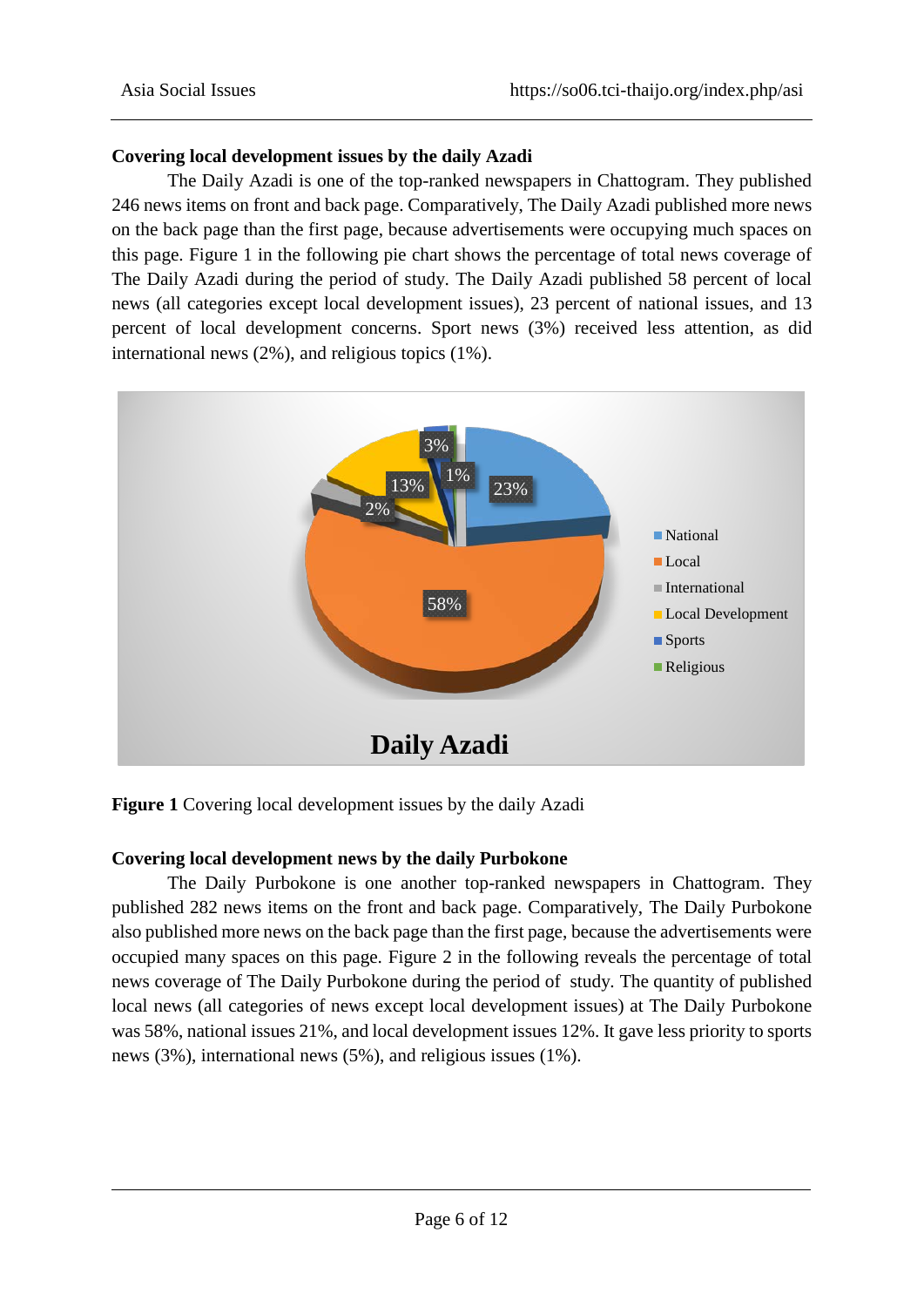**Covering local development issues by the daily Azadi**

The Daily Azadi is one of the top-ranked newspapers in Chattogram. They published 246 news items on front and back page. Comparatively, The Daily Azadi published more news on the back page than the first page, because advertisements were occupying much spaces on this page. Figure 1 in the following pie chart shows the percentage of total news coverage of The Daily Azadi during the period of study. The Daily Azadi published 58 percent of local news (all categories except local development issues), 23 percent of national issues, and 13 percent of local development concerns. Sport news (3%) received less attention, as did international news (2%), and religious topics (1%).

3%
1%
13%
23%
2%
58%

National
Local
International
Local Development
Sports
Religious

Daily Azadi

**Figure 1** Covering local development issues by the daily Azadi

**Covering local development news by the daily Purbokone**

The Daily Purbokone is one another top-ranked newspapers in Chattogram. They published 282 news items on the front and back page. Comparatively, The Daily Purbokone also published more news on the back page than the first page, because the advertisements were occupied many spaces on this page. Figure 2 in the following reveals the percentage of total news coverage of The Daily Purbokone during the period of study. The quantity of published local news (all categories of news except local development issues) at The Daily Purbokone was 58%, national issues 21%, and local development issues 12%. It gave less priority to sports news (3%), international news (5%), and religious issues (1%).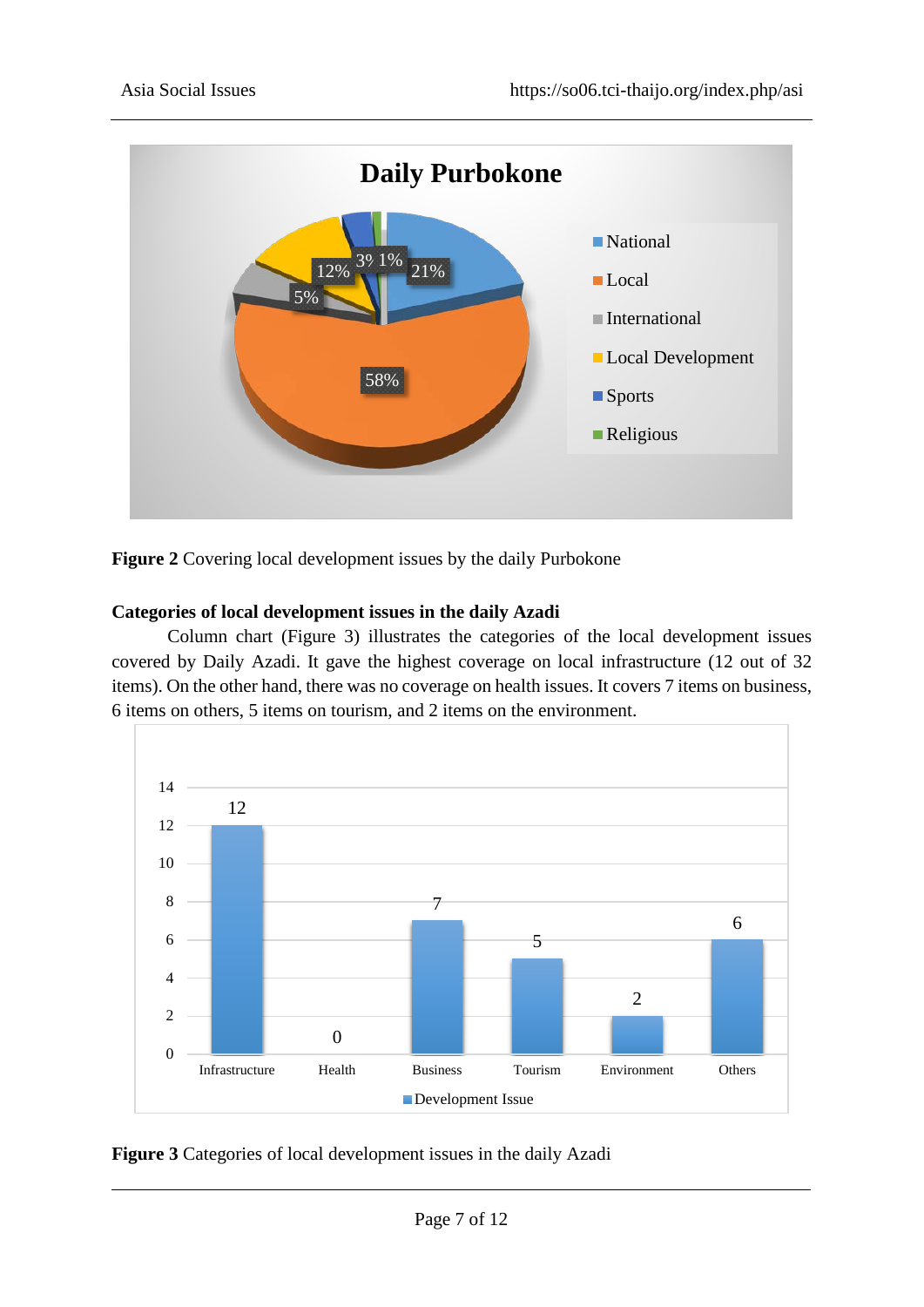Figure 2 Covering local development issues by the daily Purbokone

**Figure 2** Covering local development issues by the daily Purbokone

### Categories of local development issues in the daily Azadi

Column chart (Figure 3) illustrates the categories of the local development issues covered by Daily Azadi. It gave the highest coverage on local infrastructure (12 out of 32 items). On the other hand, there was no coverage on health issues. It covers 7 items on business, 6 items on others, 5 items on tourism, and 2 items on the environment.

**Figure 3** Categories of local development issues in the daily Azadi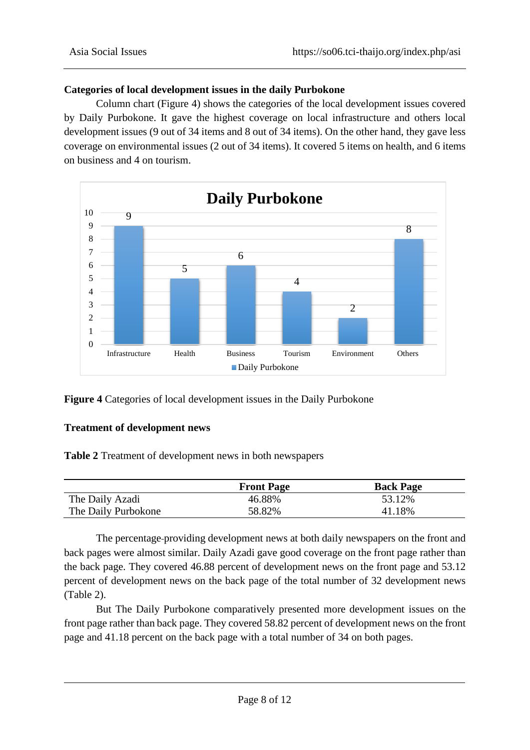**Categories of local development issues in the daily Purbokone**

Column chart (Figure 4) shows the categories of the local development issues covered by Daily Purbokone. It gave the highest coverage on local infrastructure and others local development issues (9 out of 34 items and 8 out of 34 items). On the other hand, they gave less coverage on environmental issues (2 out of 34 items). It covered 5 items on health, and 6 items on business and 4 on tourism.

Daily Purbokone

10
9
8
7
6
5
4
3
2
1
0

9 5 6 4 2 8

Infrastructure Health Business Tourism Environment Others

Daily Purbokone

**Figure 4** Categories of local development issues in the Daily Purbokone

**Treatment of development news**

**Table 2** Treatment of development news in both newspapers

| | **Front Page** | **Back Page** |
|---|---|---|
| The Daily Azadi | 46.88% | 53.12% |
| The Daily Purbokone | 58.82% | 41.18% |

The percentage-providing development news at both daily newspapers on the front and back pages were almost similar. Daily Azadi gave good coverage on the front page rather than the back page. They covered 46.88 percent of development news on the front page and 53.12 percent of development news on the back page of the total number of 32 development news (Table 2).

But The Daily Purbokone comparatively presented more development issues on the front page rather than back page. They covered 58.82 percent of development news on the front page and 41.18 percent on the back page with a total number of 34 on both pages.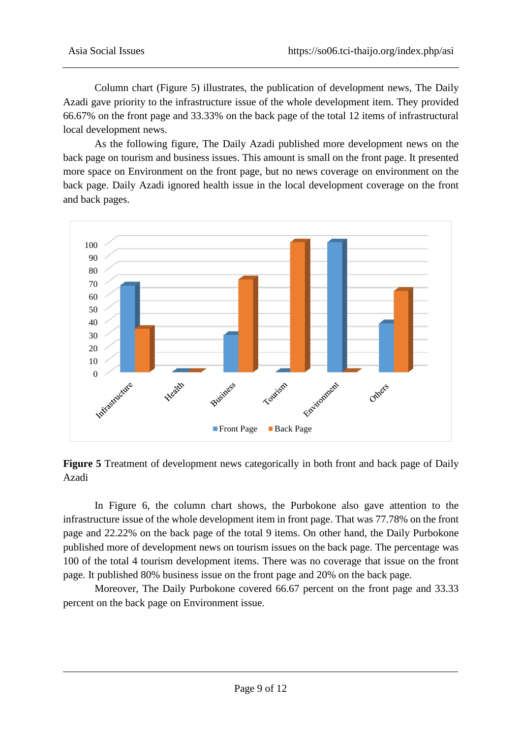Column chart (Figure 5) illustrates, the publication of development news, The Daily Azadi gave priority to the infrastructure issue of the whole development item. They provided 66.67% on the front page and 33.33% on the back page of the total 12 items of infrastructural local development news.

As the following figure, The Daily Azadi published more development news on the back page on tourism and business issues. This amount is small on the front page. It presented more space on Environment on the front page, but no news coverage on environment on the back page. Daily Azadi ignored health issue in the local development coverage on the front and back pages.

100
90
80
70
60
50
40
30
20
10
0

Infrastructure
Health
Business
Tourism
Environment
Others

Front Page
Back Page

**Figure 5** Treatment of development news categorically in both front and back page of Daily Azadi

In Figure 6, the column chart shows, the Purbokone also gave attention to the infrastructure issue of the whole development item in front page. That was 77.78% on the front page and 22.22% on the back page of the total 9 items. On other hand, the Daily Purbokone published more of development news on tourism issues on the back page. The percentage was 100 of the total 4 tourism development items. There was no coverage that issue on the front page. It published 80% business issue on the front page and 20% on the back page.

Moreover, The Daily Purbokone covered 66.67 percent on the front page and 33.33 percent on the back page on Environment issue.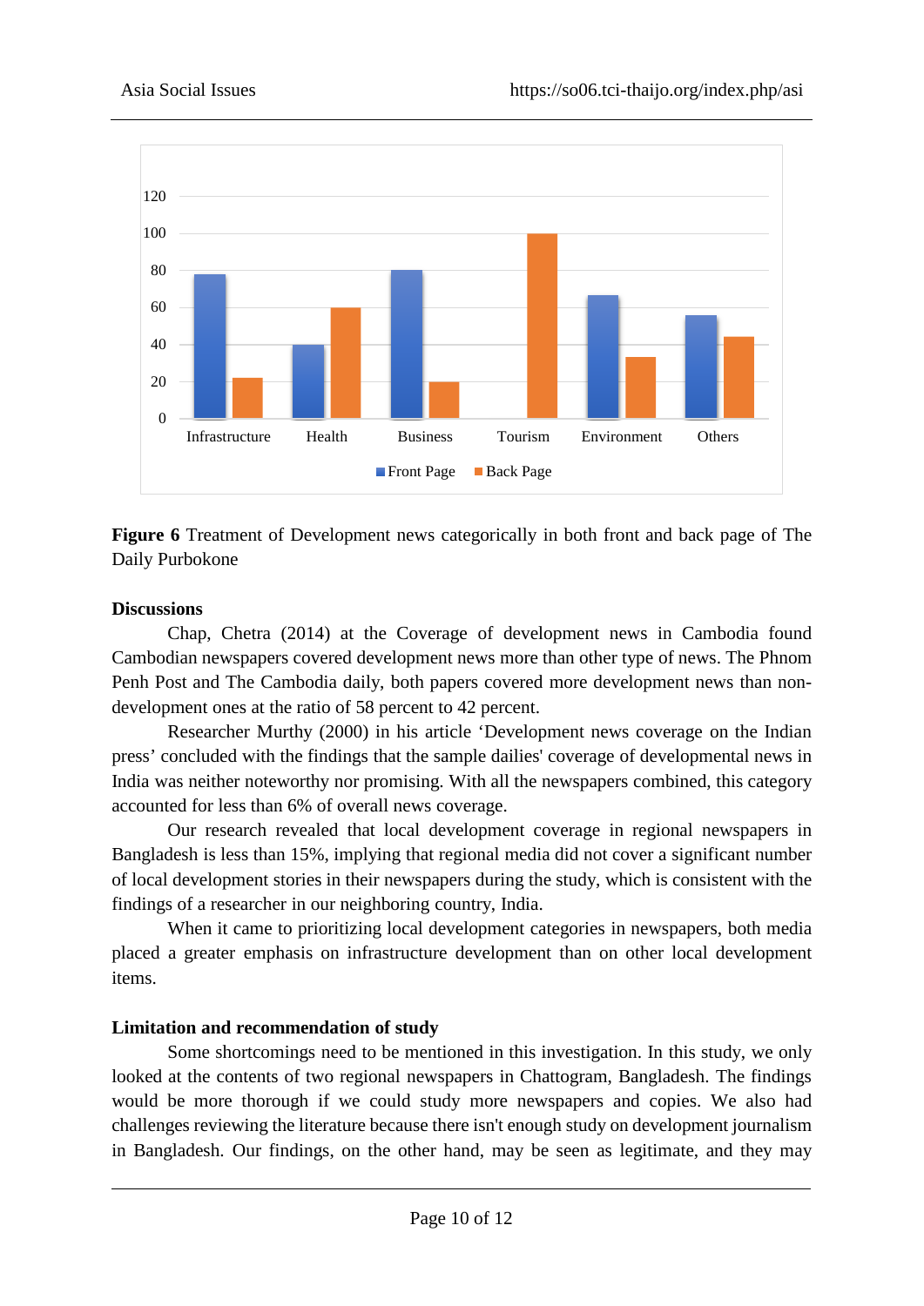120
100
80
60
40
20
0

Infrastructure Health Business Tourism Environment Others

Front Page Back Page

**Figure 6** Treatment of Development news categorically in both front and back page of The Daily Purbokone

**Discussions**

Chap, Chetra (2014) at the Coverage of development news in Cambodia found Cambodian newspapers covered development news more than other type of news. The Phnom Penh Post and The Cambodia daily, both papers covered more development news than non-development ones at the ratio of 58 percent to 42 percent.

Researcher Murthy (2000) in his article 'Development news coverage on the Indian press' concluded with the findings that the sample dailies' coverage of developmental news in India was neither noteworthy nor promising. With all the newspapers combined, this category accounted for less than 6% of overall news coverage.

Our research revealed that local development coverage in regional newspapers in Bangladesh is less than 15%, implying that regional media did not cover a significant number of local development stories in their newspapers during the study, which is consistent with the findings of a researcher in our neighboring country, India.

When it came to prioritizing local development categories in newspapers, both media placed a greater emphasis on infrastructure development than on other local development items.

**Limitation and recommendation of study**

Some shortcomings need to be mentioned in this investigation. In this study, we only looked at the contents of two regional newspapers in Chattogram, Bangladesh. The findings would be more thorough if we could study more newspapers and copies. We also had challenges reviewing the literature because there isn't enough study on development journalism in Bangladesh. Our findings, on the other hand, may be seen as legitimate, and they may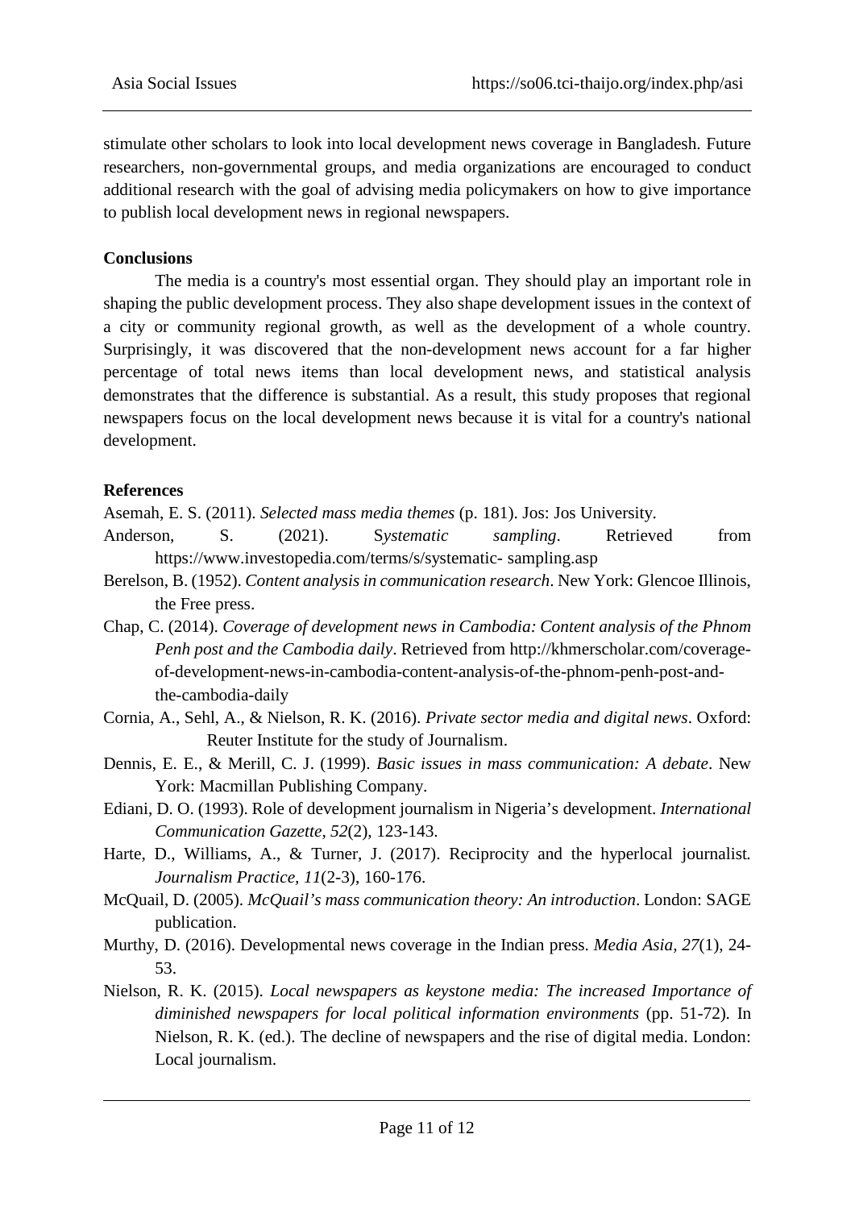stimulate other scholars to look into local development news coverage in Bangladesh. Future researchers, non-governmental groups, and media organizations are encouraged to conduct additional research with the goal of advising media policymakers on how to give importance to publish local development news in regional newspapers.

## Conclusions

The media is a country's most essential organ. They should play an important role in shaping the public development process. They also shape development issues in the context of a city or community regional growth, as well as the development of a whole country. Surprisingly, it was discovered that the non-development news account for a far higher percentage of total news items than local development news, and statistical analysis demonstrates that the difference is substantial. As a result, this study proposes that regional newspapers focus on the local development news because it is vital for a country's national development.

## References

Asemah, E. S. (2011). *Selected mass media themes* (p. 181). Jos: Jos University.

Anderson, S. (2021). S*ystematic sampling*. Retrieved from https://www.investopedia.com/terms/s/systematic- sampling.asp

Berelson, B. (1952). *Content analysis in communication research*. New York: Glencoe Illinois, the Free press.

Chap, C. (2014). *Coverage of development news in Cambodia: Content analysis of the Phnom Penh post and the Cambodia daily*. Retrieved from http://khmerscholar.com/coverage-of-development-news-in-cambodia-content-analysis-of-the-phnom-penh-post-and-the-cambodia-daily

Cornia, A., Sehl, A., & Nielson, R. K. (2016). *Private sector media and digital news*. Oxford: Reuter Institute for the study of Journalism.

Dennis, E. E., & Merill, C. J. (1999). *Basic issues in mass communication: A debate*. New York: Macmillan Publishing Company.

Ediani, D. O. (1993). Role of development journalism in Nigeria's development. *International Communication Gazette, 52*(2), 123-143.

Harte, D., Williams, A., & Turner, J. (2017). Reciprocity and the hyperlocal journalist. *Journalism Practice, 11*(2-3), 160-176.

McQuail, D. (2005). *McQuail's mass communication theory: An introduction*. London: SAGE publication.

Murthy, D. (2016). Developmental news coverage in the Indian press. *Media Asia, 27*(1), 24-53.

Nielson, R. K. (2015). *Local newspapers as keystone media: The increased Importance of diminished newspapers for local political information environments* (pp. 51-72). In Nielson, R. K. (ed.). The decline of newspapers and the rise of digital media. London: Local journalism.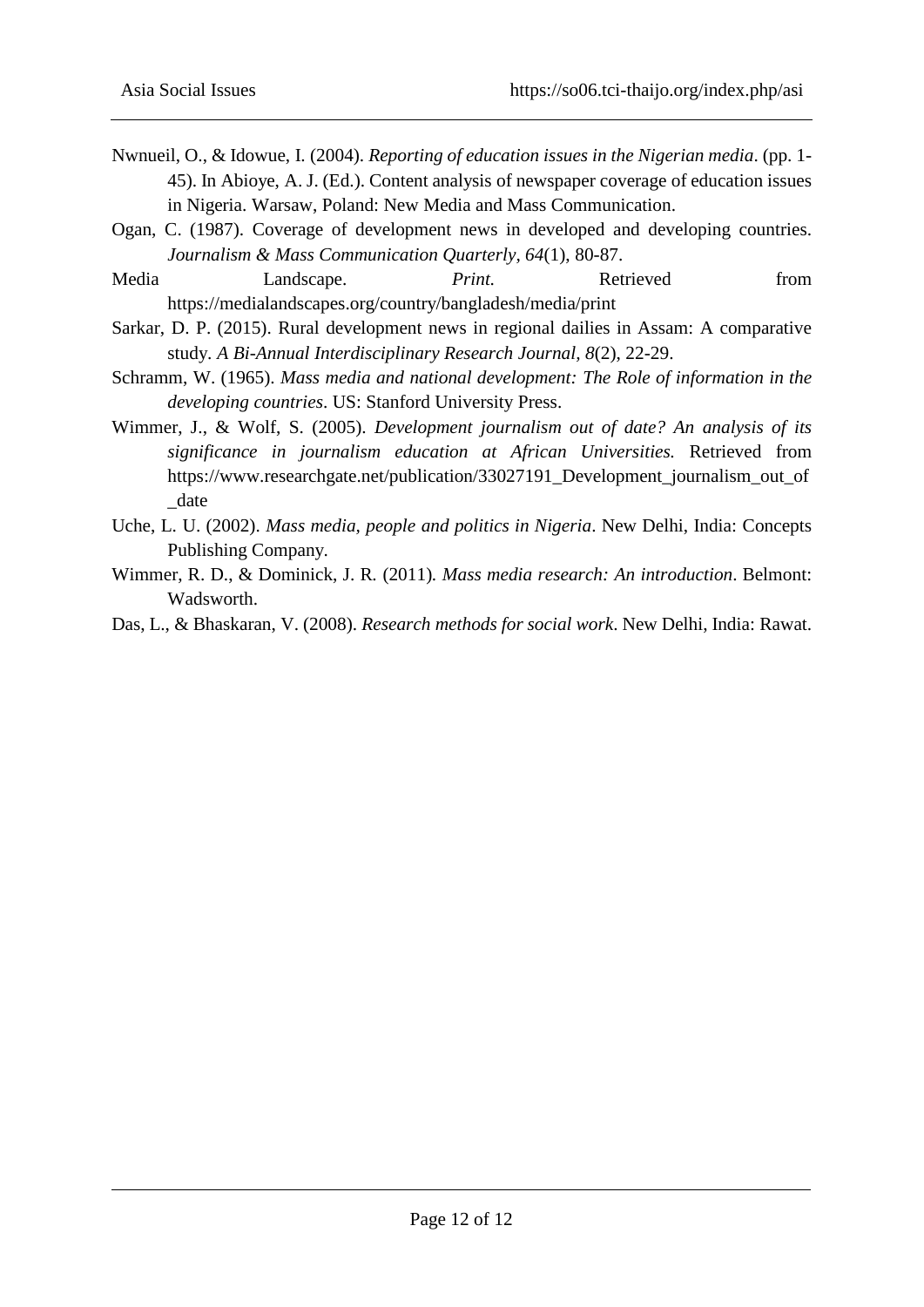Nwnueil, O., & Idowue, I. (2004). *Reporting of education issues in the Nigerian media*. (pp. 1-45). In Abioye, A. J. (Ed.). Content analysis of newspaper coverage of education issues in Nigeria. Warsaw, Poland: New Media and Mass Communication.

Ogan, C. (1987). Coverage of development news in developed and developing countries. *Journalism & Mass Communication Quarterly, 64*(1), 80-87.

Media Landscape. *Print.* Retrieved from https://medialandscapes.org/country/bangladesh/media/print

Sarkar, D. P. (2015). Rural development news in regional dailies in Assam: A comparative study. *A Bi-Annual Interdisciplinary Research Journal, 8*(2), 22-29.

Schramm, W. (1965). *Mass media and national development: The Role of information in the developing countries*. US: Stanford University Press.

Wimmer, J., & Wolf, S. (2005). *Development journalism out of date? An analysis of its significance in journalism education at African Universities.* Retrieved from https://www.researchgate.net/publication/33027191_Development_journalism_out_of_date

Uche, L. U. (2002). *Mass media, people and politics in Nigeria*. New Delhi, India: Concepts Publishing Company.

Wimmer, R. D., & Dominick, J. R. (2011). *Mass media research: An introduction*. Belmont: Wadsworth.

Das, L., & Bhaskaran, V. (2008). *Research methods for social work*. New Delhi, India: Rawat.